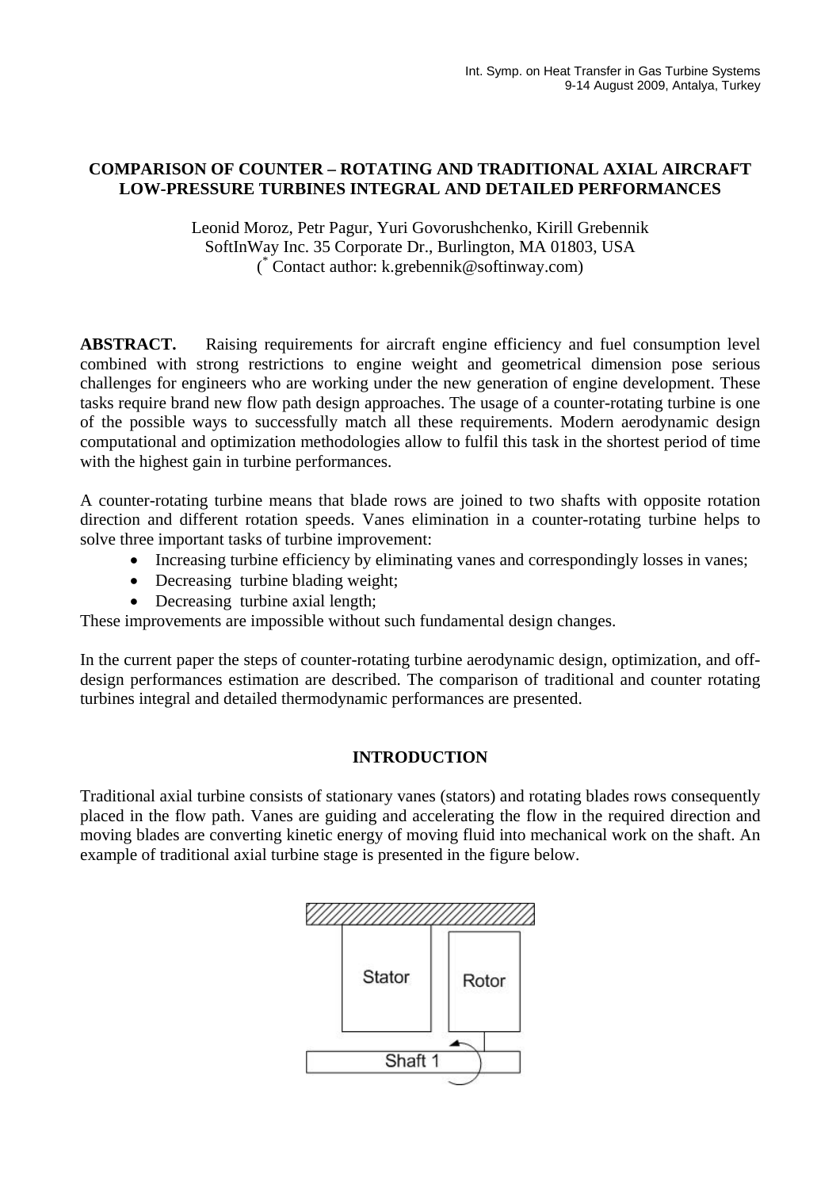# COMPARISON OF COUNTER – ROTATING AND TRADITIONAL AXIAL AIRCRAFT LOW-PRESSURE TURBINES INTEGRAL AND DETAILED PERFORMANCES

Leonid Moroz, Petr Pagur, Yuri Govorushchenko, Kirill Grebennik
SoftInWay Inc. 35 Corporate Dr., Burlington, MA 01803, USA
([*] Contact author: k.grebennik@softinway.com)

**ABSTRACT.** Raising requirements for aircraft engine efficiency and fuel consumption level combined with strong restrictions to engine weight and geometrical dimension pose serious challenges for engineers who are working under the new generation of engine development. These tasks require brand new flow path design approaches. The usage of a counter-rotating turbine is one of the possible ways to successfully match all these requirements. Modern aerodynamic design computational and optimization methodologies allow to fulfil this task in the shortest period of time with the highest gain in turbine performances.

A counter-rotating turbine means that blade rows are joined to two shafts with opposite rotation direction and different rotation speeds. Vanes elimination in a counter-rotating turbine helps to solve three important tasks of turbine improvement:

- Increasing turbine efficiency by eliminating vanes and correspondingly losses in vanes;
- Decreasing turbine blading weight;
- Decreasing turbine axial length;

These improvements are impossible without such fundamental design changes.

In the current paper the steps of counter-rotating turbine aerodynamic design, optimization, and off-design performances estimation are described. The comparison of traditional and counter rotating turbines integral and detailed thermodynamic performances are presented.

## INTRODUCTION

Traditional axial turbine consists of stationary vanes (stators) and rotating blades rows consequently placed in the flow path. Vanes are guiding and accelerating the flow in the required direction and moving blades are converting kinetic energy of moving fluid into mechanical work on the shaft. An example of traditional axial turbine stage is presented in the figure below.

Stator Rotor Shaft 1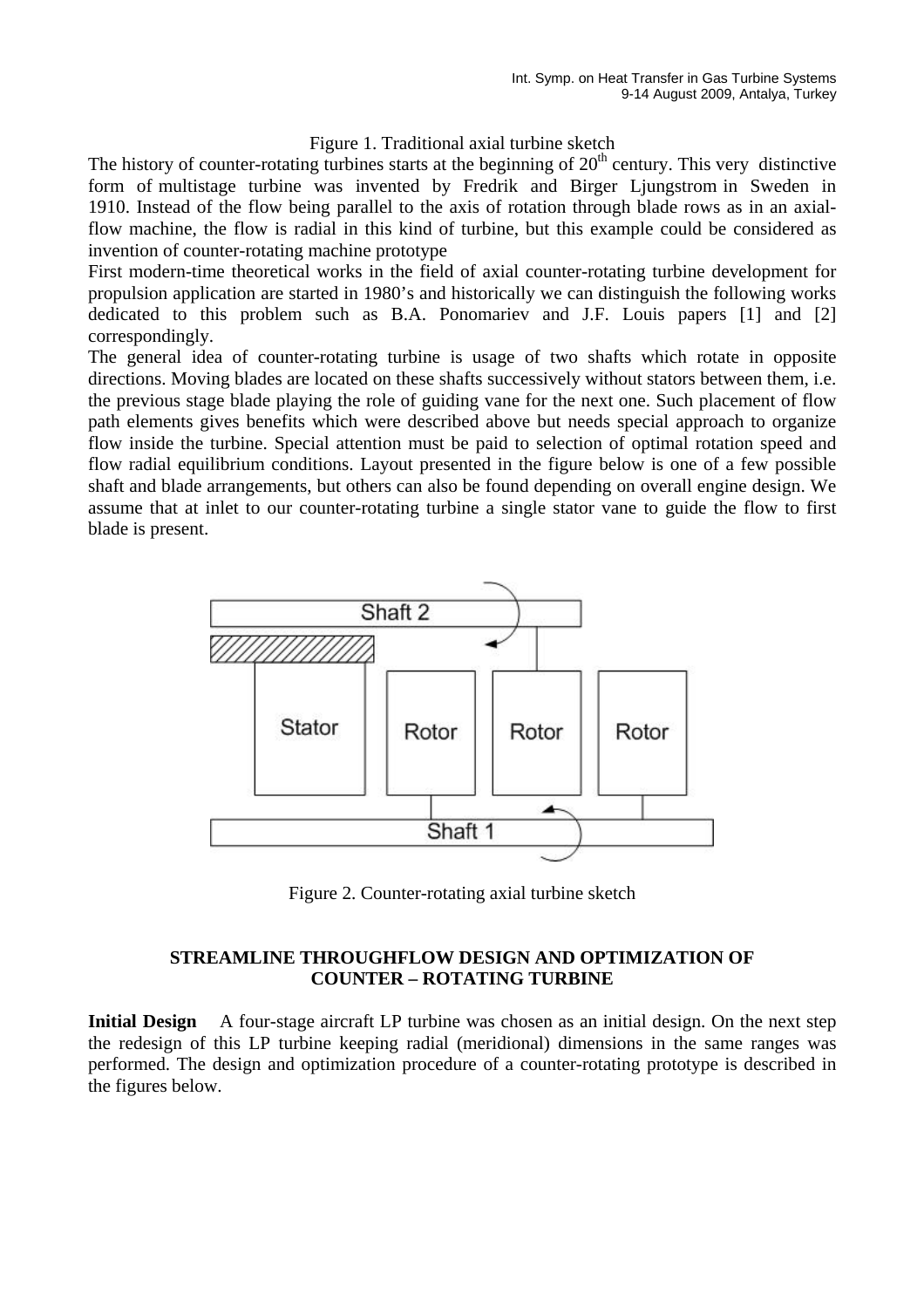Figure 1. Traditional axial turbine sketch

The history of counter-rotating turbines starts at the beginning of $20^{th}$ century. This very distinctive form of multistage turbine was invented by Fredrik and Birger Ljungstrom in Sweden in 1910. Instead of the flow being parallel to the axis of rotation through blade rows as in an axial-flow machine, the flow is radial in this kind of turbine, but this example could be considered as invention of counter-rotating machine prototype

First modern-time theoretical works in the field of axial counter-rotating turbine development for propulsion application are started in 1980's and historically we can distinguish the following works dedicated to this problem such as B.A. Ponomariev and J.F. Louis papers [1] and [2] correspondingly.

The general idea of counter-rotating turbine is usage of two shafts which rotate in opposite directions. Moving blades are located on these shafts successively without stators between them, i.e. the previous stage blade playing the role of guiding vane for the next one. Such placement of flow path elements gives benefits which were described above but needs special approach to organize flow inside the turbine. Special attention must be paid to selection of optimal rotation speed and flow radial equilibrium conditions. Layout presented in the figure below is one of a few possible shaft and blade arrangements, but others can also be found depending on overall engine design. We assume that at inlet to our counter-rotating turbine a single stator vane to guide the flow to first blade is present.

Figure 2. Counter-rotating axial turbine sketch

## STREAMLINE THROUGHFLOW DESIGN AND OPTIMIZATION OF COUNTER – ROTATING TURBINE

**Initial Design** A four-stage aircraft LP turbine was chosen as an initial design. On the next step the redesign of this LP turbine keeping radial (meridional) dimensions in the same ranges was performed. The design and optimization procedure of a counter-rotating prototype is described in the figures below.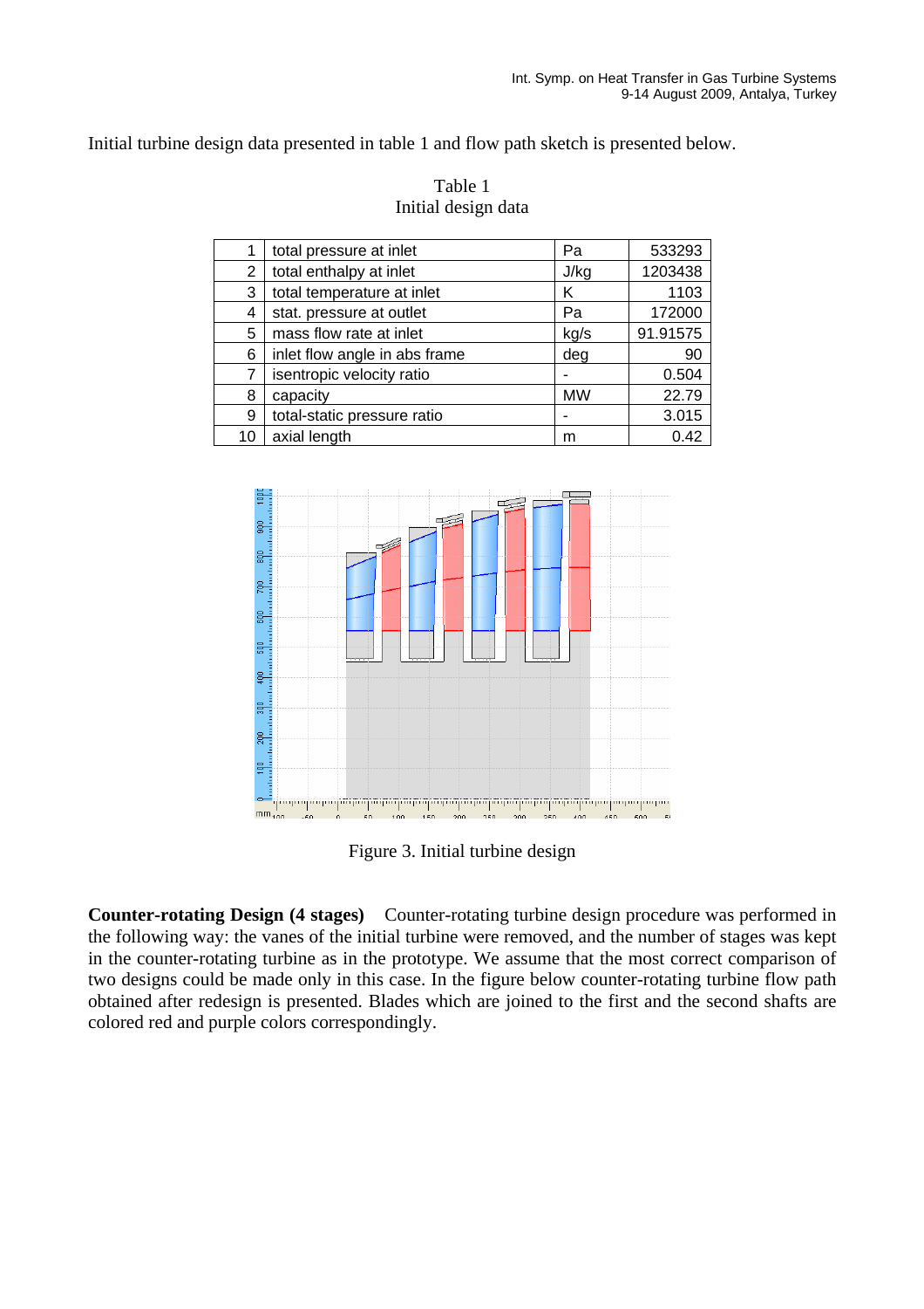Initial turbine design data presented in table 1 and flow path sketch is presented below.

Table 1
Initial design data

| | | | |
|---|---|---|---|
| 1 | total pressure at inlet | Pa | 533293 |
| 2 | total enthalpy at inlet | J/kg | 1203438 |
| 3 | total temperature at inlet | K | 1103 |
| 4 | stat. pressure at outlet | Pa | 172000 |
| 5 | mass flow rate at inlet | kg/s | 91.91575 |
| 6 | inlet flow angle in abs frame | deg | 90 |
| 7 | isentropic velocity ratio | - | 0.504 |
| 8 | capacity | MW | 22.79 |
| 9 | total-static pressure ratio | - | 3.015 |
| 10 | axial length | m | 0.42 |

Figure 3. Initial turbine design

**Counter-rotating Design (4 stages)** Counter-rotating turbine design procedure was performed in the following way: the vanes of the initial turbine were removed, and the number of stages was kept in the counter-rotating turbine as in the prototype. We assume that the most correct comparison of two designs could be made only in this case. In the figure below counter-rotating turbine flow path obtained after redesign is presented. Blades which are joined to the first and the second shafts are colored red and purple colors correspondingly.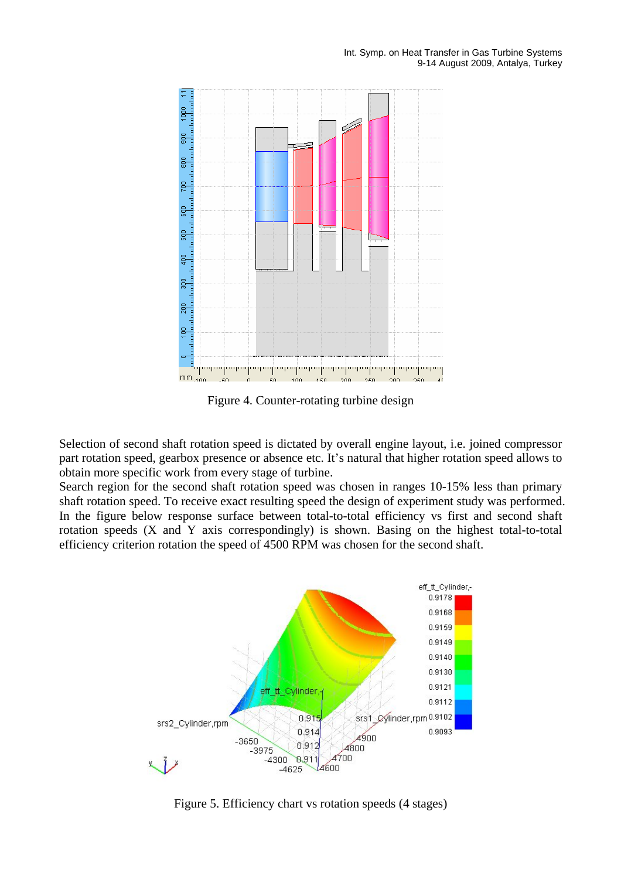Figure 4. Counter-rotating turbine design

Selection of second shaft rotation speed is dictated by overall engine layout, i.e. joined compressor part rotation speed, gearbox presence or absence etc. It's natural that higher rotation speed allows to obtain more specific work from every stage of turbine.
Search region for the second shaft rotation speed was chosen in ranges 10-15% less than primary shaft rotation speed. To receive exact resulting speed the design of experiment study was performed. In the figure below response surface between total-to-total efficiency vs first and second shaft rotation speeds (X and Y axis correspondingly) is shown. Basing on the highest total-to-total efficiency criterion rotation the speed of 4500 RPM was chosen for the second shaft.

Figure 5. Efficiency chart vs rotation speeds (4 stages)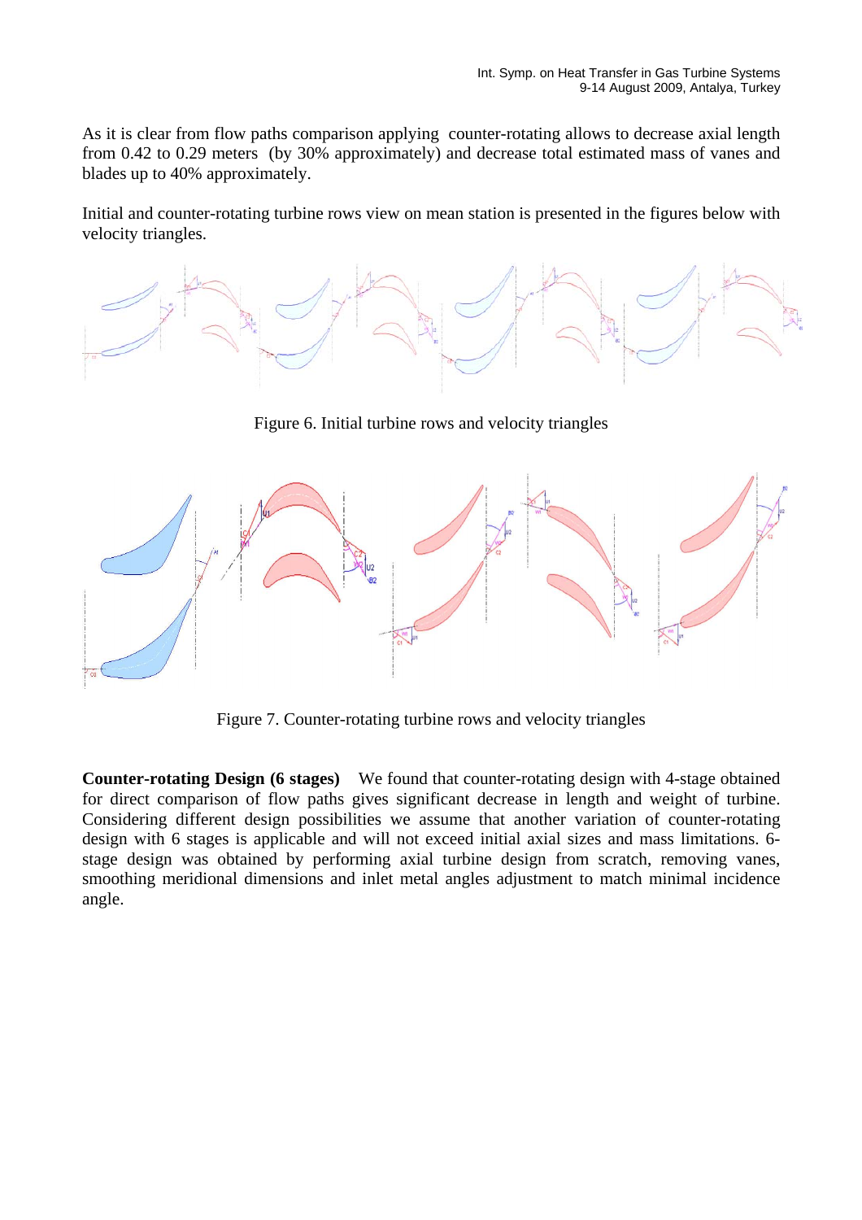As it is clear from flow paths comparison applying counter-rotating allows to decrease axial length from 0.42 to 0.29 meters (by 30% approximately) and decrease total estimated mass of vanes and blades up to 40% approximately.

Initial and counter-rotating turbine rows view on mean station is presented in the figures below with velocity triangles.

Figure 6. Initial turbine rows and velocity triangles

Figure 7. Counter-rotating turbine rows and velocity triangles

**Counter-rotating Design (6 stages)** We found that counter-rotating design with 4-stage obtained for direct comparison of flow paths gives significant decrease in length and weight of turbine. Considering different design possibilities we assume that another variation of counter-rotating design with 6 stages is applicable and will not exceed initial axial sizes and mass limitations. 6-stage design was obtained by performing axial turbine design from scratch, removing vanes, smoothing meridional dimensions and inlet metal angles adjustment to match minimal incidence angle.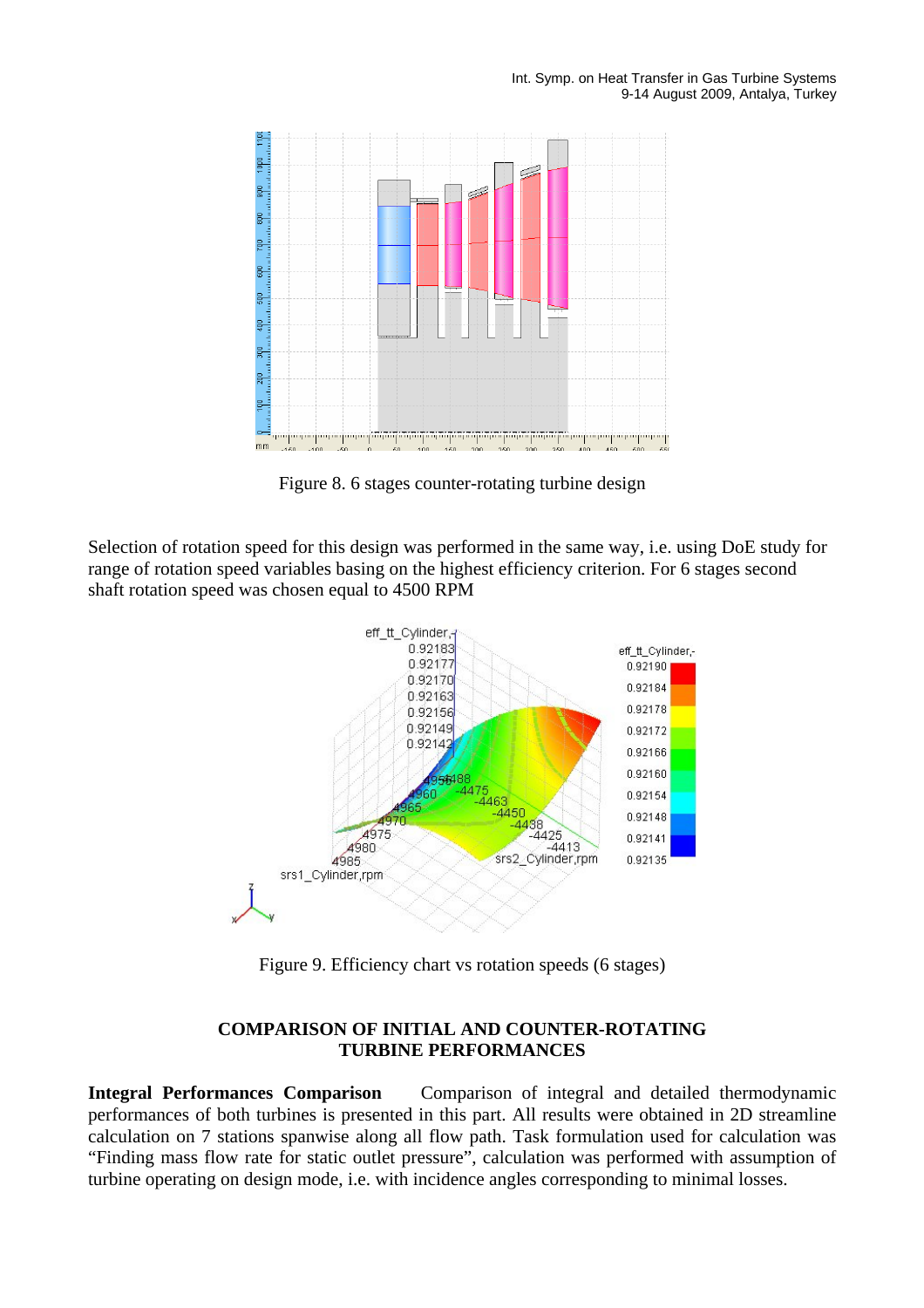Figure 8. 6 stages counter-rotating turbine design

Selection of rotation speed for this design was performed in the same way, i.e. using DoE study for range of rotation speed variables basing on the highest efficiency criterion. For 6 stages second shaft rotation speed was chosen equal to 4500 RPM

Figure 9. Efficiency chart vs rotation speeds (6 stages)

## COMPARISON OF INITIAL AND COUNTER-ROTATING TURBINE PERFORMANCES

**Integral Performances Comparison** Comparison of integral and detailed thermodynamic performances of both turbines is presented in this part. All results were obtained in 2D streamline calculation on 7 stations spanwise along all flow path. Task formulation used for calculation was "Finding mass flow rate for static outlet pressure", calculation was performed with assumption of turbine operating on design mode, i.e. with incidence angles corresponding to minimal losses.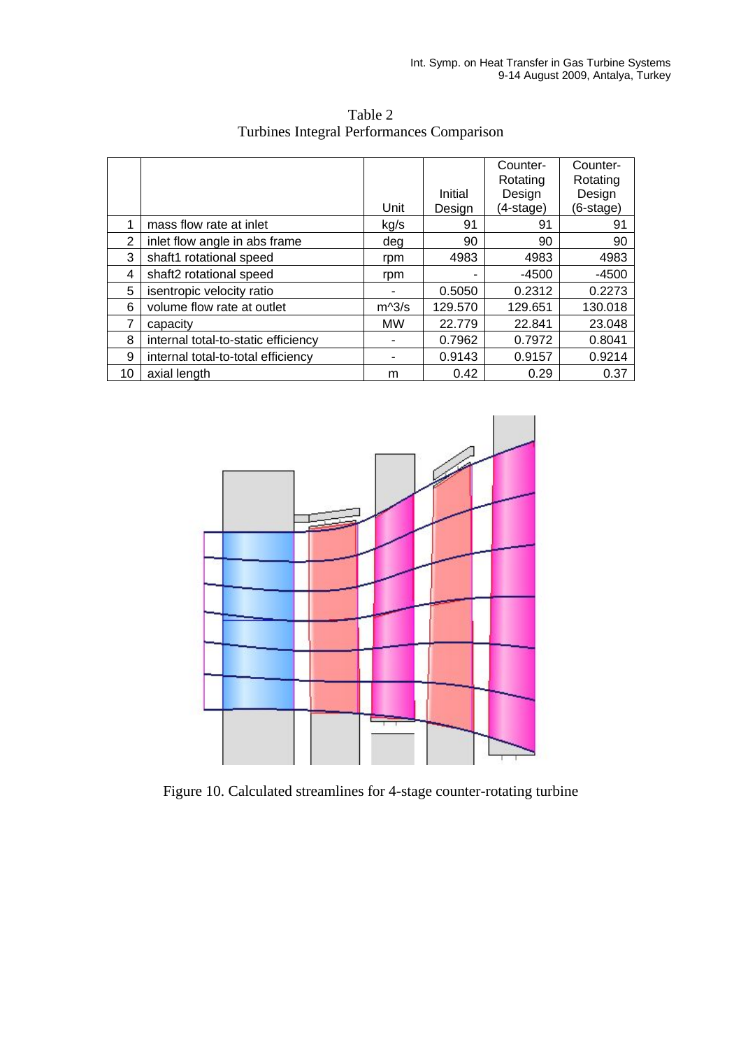Table 2
Turbines Integral Performances Comparison

| | | Unit | Initial Design | Counter-Rotating Design (4-stage) | Counter-Rotating Design (6-stage) |
|---|---|---|---|---|---|
| 1 | mass flow rate at inlet | kg/s | 91 | 91 | 91 |
| 2 | inlet flow angle in abs frame | deg | 90 | 90 | 90 |
| 3 | shaft1 rotational speed | rpm | 4983 | 4983 | 4983 |
| 4 | shaft2 rotational speed | rpm | - | -4500 | -4500 |
| 5 | isentropic velocity ratio | - | 0.5050 | 0.2312 | 0.2273 |
| 6 | volume flow rate at outlet | m^3/s | 129.570 | 129.651 | 130.018 |
| 7 | capacity | MW | 22.779 | 22.841 | 23.048 |
| 8 | internal total-to-static efficiency | - | 0.7962 | 0.7972 | 0.8041 |
| 9 | internal total-to-total efficiency | - | 0.9143 | 0.9157 | 0.9214 |
| 10 | axial length | m | 0.42 | 0.29 | 0.37 |

Figure 10. Calculated streamlines for 4-stage counter-rotating turbine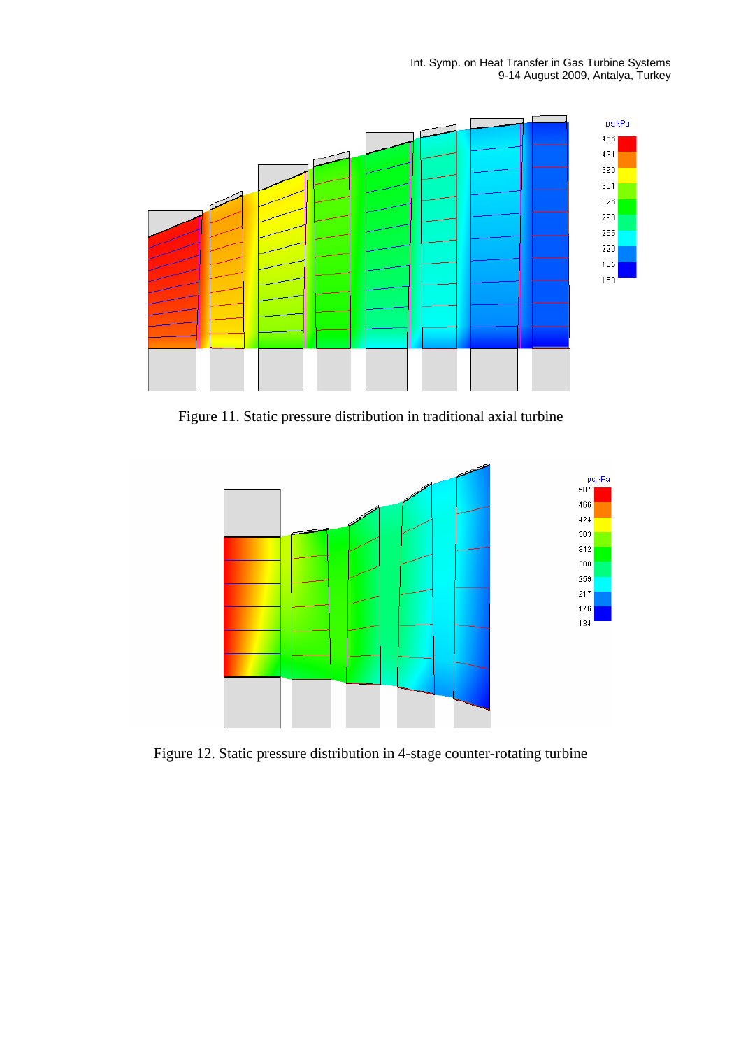Figure 11. Static pressure distribution in traditional axial turbine

Figure 12. Static pressure distribution in 4-stage counter-rotating turbine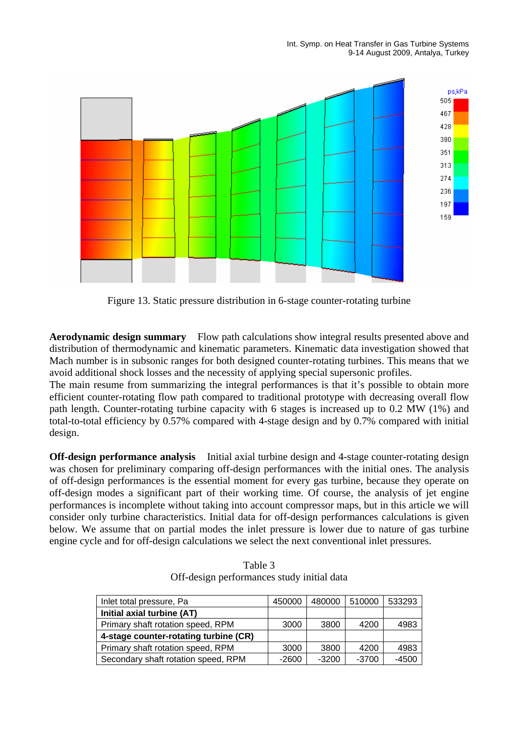Figure 13. Static pressure distribution in 6-stage counter-rotating turbine

**Aerodynamic design summary** Flow path calculations show integral results presented above and distribution of thermodynamic and kinematic parameters. Kinematic data investigation showed that Mach number is in subsonic ranges for both designed counter-rotating turbines. This means that we avoid additional shock losses and the necessity of applying special supersonic profiles.

The main resume from summarizing the integral performances is that it's possible to obtain more efficient counter-rotating flow path compared to traditional prototype with decreasing overall flow path length. Counter-rotating turbine capacity with 6 stages is increased up to 0.2 MW (1%) and total-to-total efficiency by 0.57% compared with 4-stage design and by 0.7% compared with initial design.

**Off-design performance analysis** Initial axial turbine design and 4-stage counter-rotating design was chosen for preliminary comparing off-design performances with the initial ones. The analysis of off-design performances is the essential moment for every gas turbine, because they operate on off-design modes a significant part of their working time. Of course, the analysis of jet engine performances is incomplete without taking into account compressor maps, but in this article we will consider only turbine characteristics. Initial data for off-design performances calculations is given below. We assume that on partial modes the inlet pressure is lower due to nature of gas turbine engine cycle and for off-design calculations we select the next conventional inlet pressures.

Table 3
Off-design performances study initial data

| Inlet total pressure, Pa | 450000 | 480000 | 510000 | 533293 |
|---|---|---|---|---|
| **Initial axial turbine (AT)** | | | | |
| Primary shaft rotation speed, RPM | 3000 | 3800 | 4200 | 4983 |
| **4-stage counter-rotating turbine (CR)** | | | | |
| Primary shaft rotation speed, RPM | 3000 | 3800 | 4200 | 4983 |
| Secondary shaft rotation speed, RPM | -2600 | -3200 | -3700 | -4500 |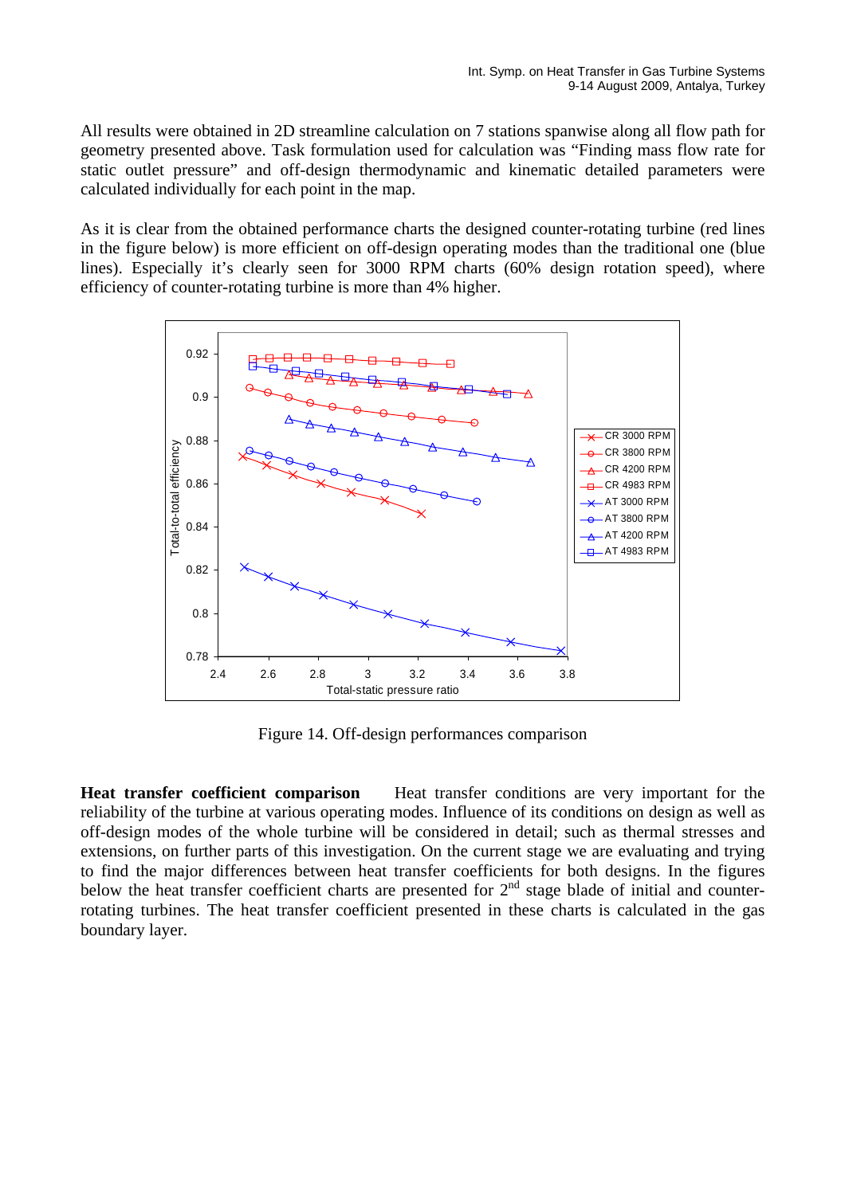All results were obtained in 2D streamline calculation on 7 stations spanwise along all flow path for geometry presented above. Task formulation used for calculation was "Finding mass flow rate for static outlet pressure" and off-design thermodynamic and kinematic detailed parameters were calculated individually for each point in the map.

As it is clear from the obtained performance charts the designed counter-rotating turbine (red lines in the figure below) is more efficient on off-design operating modes than the traditional one (blue lines). Especially it's clearly seen for 3000 RPM charts (60% design rotation speed), where efficiency of counter-rotating turbine is more than 4% higher.

Figure 14. Off-design performances comparison

**Heat transfer coefficient comparison** Heat transfer conditions are very important for the reliability of the turbine at various operating modes. Influence of its conditions on design as well as off-design modes of the whole turbine will be considered in detail; such as thermal stresses and extensions, on further parts of this investigation. On the current stage we are evaluating and trying to find the major differences between heat transfer coefficients for both designs. In the figures below the heat transfer coefficient charts are presented for 2nd stage blade of initial and counter-rotating turbines. The heat transfer coefficient presented in these charts is calculated in the gas boundary layer.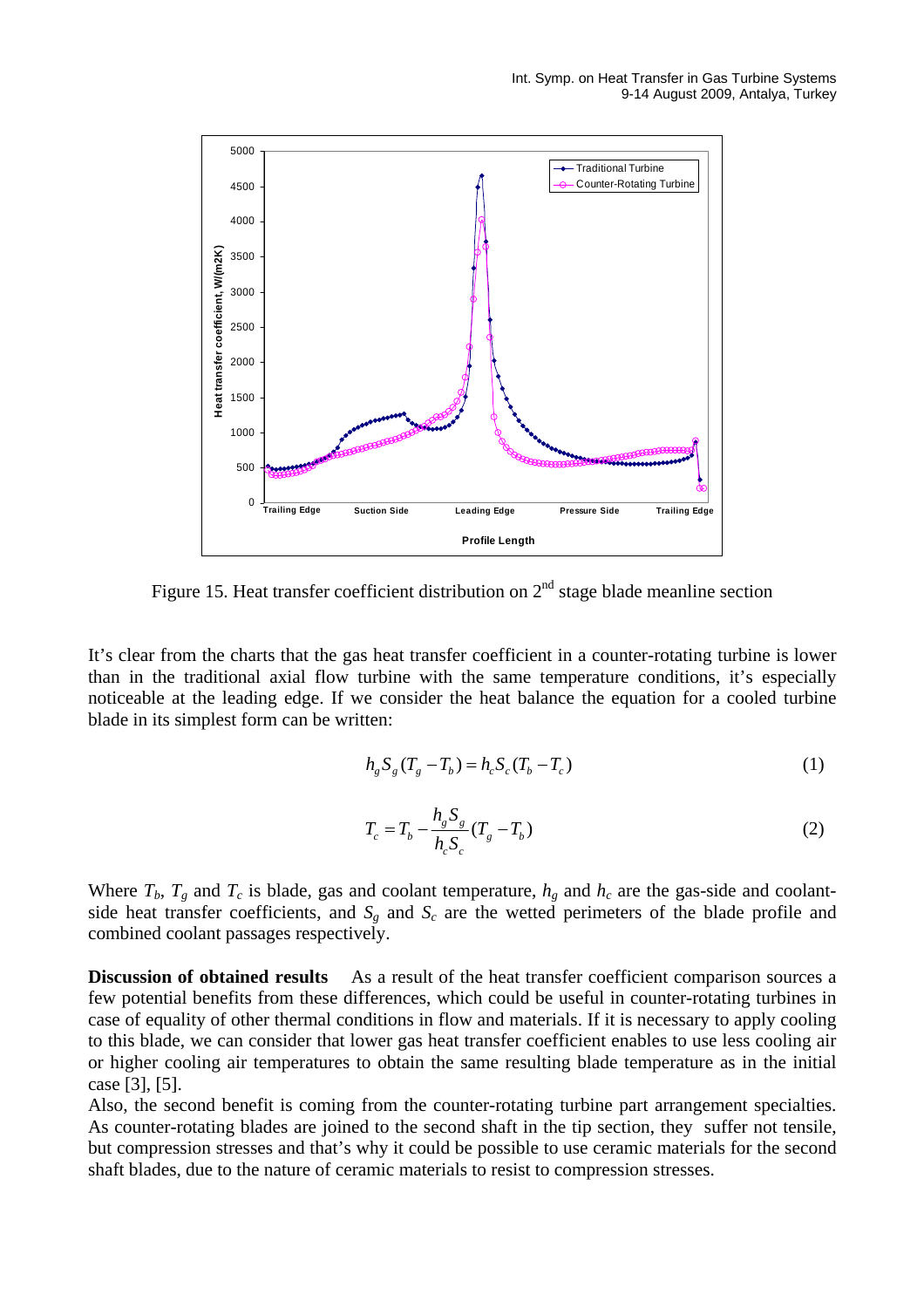Figure 15. Heat transfer coefficient distribution on 2nd stage blade meanline section

It's clear from the charts that the gas heat transfer coefficient in a counter-rotating turbine is lower than in the traditional axial flow turbine with the same temperature conditions, it's especially noticeable at the leading edge. If we consider the heat balance the equation for a cooled turbine blade in its simplest form can be written:

$$h_g S_g (T_g - T_b) = h_c S_c (T_b - T_c) \tag{1}$$

$$T_c = T_b - \frac{h_g S_g}{h_c S_c}(T_g - T_b) \tag{2}$$

Where $T_b$, $T_g$ and $T_c$ is blade, gas and coolant temperature, $h_g$ and $h_c$ are the gas-side and coolant-side heat transfer coefficients, and $S_g$ and $S_c$ are the wetted perimeters of the blade profile and combined coolant passages respectively.

**Discussion of obtained results** As a result of the heat transfer coefficient comparison sources a few potential benefits from these differences, which could be useful in counter-rotating turbines in case of equality of other thermal conditions in flow and materials. If it is necessary to apply cooling to this blade, we can consider that lower gas heat transfer coefficient enables to use less cooling air or higher cooling air temperatures to obtain the same resulting blade temperature as in the initial case [3], [5].

Also, the second benefit is coming from the counter-rotating turbine part arrangement specialties. As counter-rotating blades are joined to the second shaft in the tip section, they suffer not tensile, but compression stresses and that's why it could be possible to use ceramic materials for the second shaft blades, due to the nature of ceramic materials to resist to compression stresses.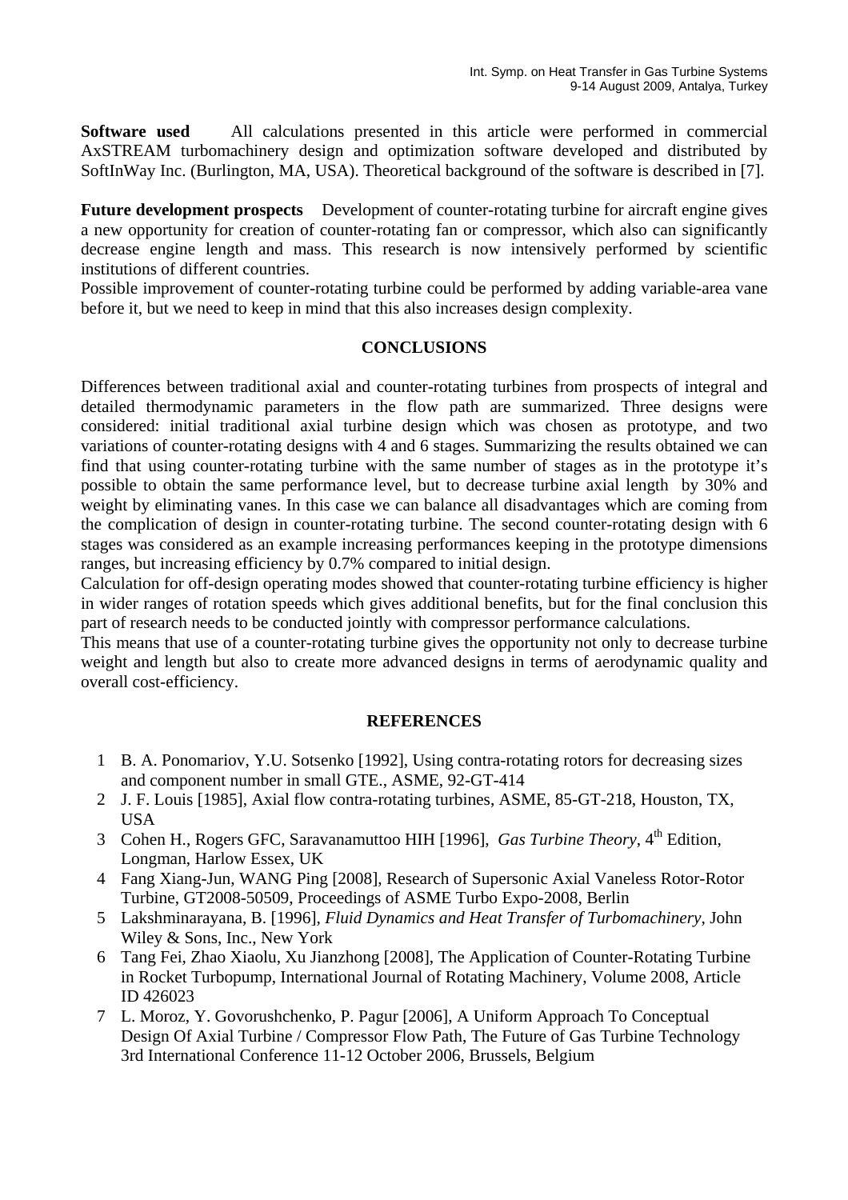**Software used** All calculations presented in this article were performed in commercial AxSTREAM turbomachinery design and optimization software developed and distributed by SoftInWay Inc. (Burlington, MA, USA). Theoretical background of the software is described in [7].

**Future development prospects** Development of counter-rotating turbine for aircraft engine gives a new opportunity for creation of counter-rotating fan or compressor, which also can significantly decrease engine length and mass. This research is now intensively performed by scientific institutions of different countries.

Possible improvement of counter-rotating turbine could be performed by adding variable-area vane before it, but we need to keep in mind that this also increases design complexity.

## CONCLUSIONS

Differences between traditional axial and counter-rotating turbines from prospects of integral and detailed thermodynamic parameters in the flow path are summarized. Three designs were considered: initial traditional axial turbine design which was chosen as prototype, and two variations of counter-rotating designs with 4 and 6 stages. Summarizing the results obtained we can find that using counter-rotating turbine with the same number of stages as in the prototype it's possible to obtain the same performance level, but to decrease turbine axial length by 30% and weight by eliminating vanes. In this case we can balance all disadvantages which are coming from the complication of design in counter-rotating turbine. The second counter-rotating design with 6 stages was considered as an example increasing performances keeping in the prototype dimensions ranges, but increasing efficiency by 0.7% compared to initial design.

Calculation for off-design operating modes showed that counter-rotating turbine efficiency is higher in wider ranges of rotation speeds which gives additional benefits, but for the final conclusion this part of research needs to be conducted jointly with compressor performance calculations.

This means that use of a counter-rotating turbine gives the opportunity not only to decrease turbine weight and length but also to create more advanced designs in terms of aerodynamic quality and overall cost-efficiency.

## REFERENCES

1. B. A. Ponomariov, Y.U. Sotsenko [1992], Using contra-rotating rotors for decreasing sizes and component number in small GTE., ASME, 92-GT-414
2. J. F. Louis [1985], Axial flow contra-rotating turbines, ASME, 85-GT-218, Houston, TX, USA
3. Cohen H., Rogers GFC, Saravanamuttoo HIH [1996], *Gas Turbine Theory*, 4th Edition, Longman, Harlow Essex, UK
4. Fang Xiang-Jun, WANG Ping [2008], Research of Supersonic Axial Vaneless Rotor-Rotor Turbine, GT2008-50509, Proceedings of ASME Turbo Expo-2008, Berlin
5. Lakshminarayana, B. [1996], *Fluid Dynamics and Heat Transfer of Turbomachinery*, John Wiley & Sons, Inc., New York
6. Tang Fei, Zhao Xiaolu, Xu Jianzhong [2008], The Application of Counter-Rotating Turbine in Rocket Turbopump, International Journal of Rotating Machinery, Volume 2008, Article ID 426023
7. L. Moroz, Y. Govorushchenko, P. Pagur [2006], A Uniform Approach To Conceptual Design Of Axial Turbine / Compressor Flow Path, The Future of Gas Turbine Technology 3rd International Conference 11-12 October 2006, Brussels, Belgium